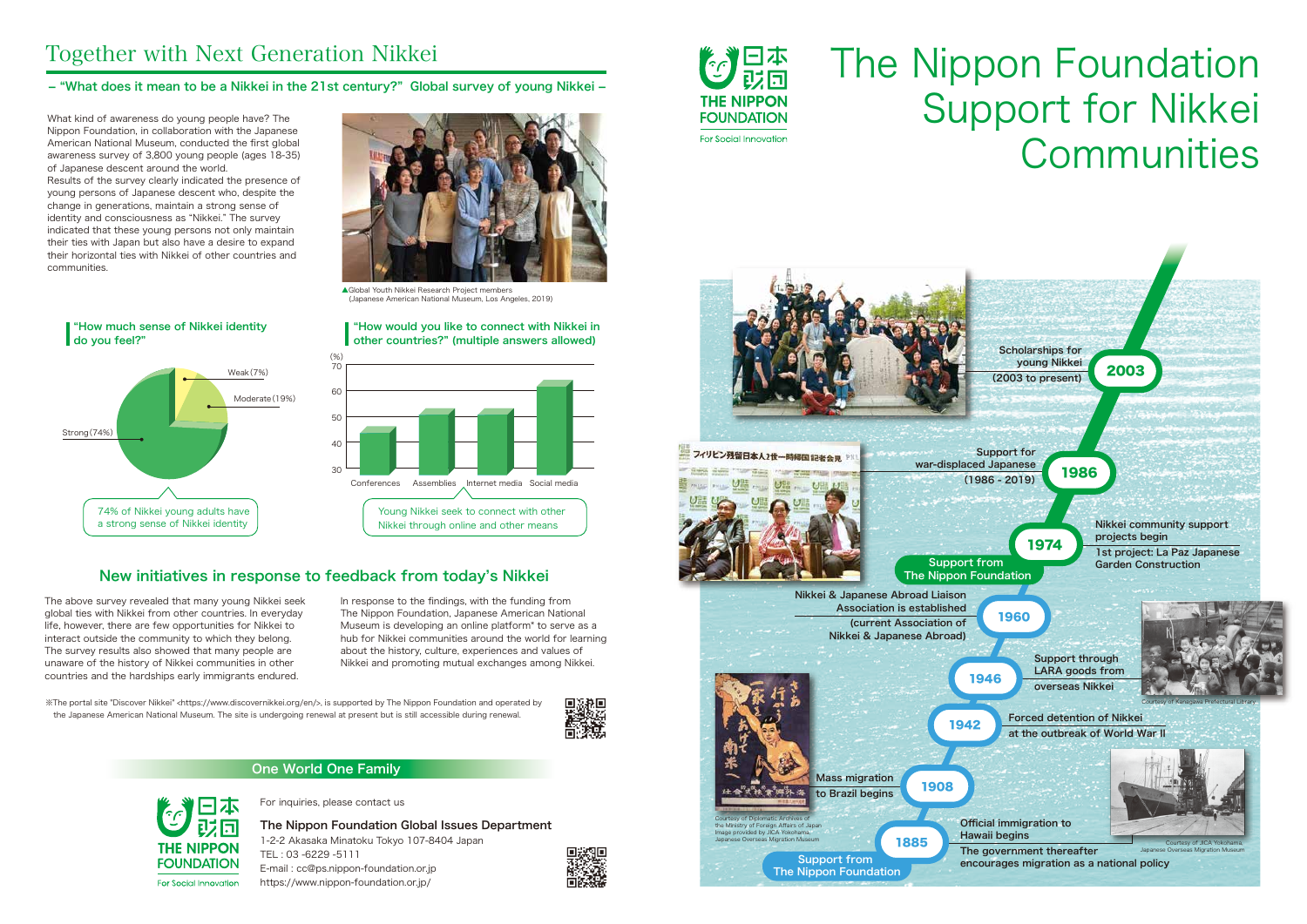# The Nippon Foundation Support for Nikkei Communities

THE NIPPON FOUNDATION
For Social Innovation

## Together with Next Generation Nikkei

### – "What does it mean to be a Nikkei in the 21st century?" Global survey of young Nikkei –

What kind of awareness do young people have? The Nippon Foundation, in collaboration with the Japanese American National Museum, conducted the first global awareness survey of 3,800 young people (ages 18-35) of Japanese descent around the world.
Results of the survey clearly indicated the presence of young persons of Japanese descent who, despite the change in generations, maintain a strong sense of identity and consciousness as "Nikkei." The survey indicated that these young persons not only maintain their ties with Japan but also have a desire to expand their horizontal ties with Nikkei of other countries and communities.

▲Global Youth Nikkei Research Project members
(Japanese American National Museum, Los Angeles, 2019)

#### "How much sense of Nikkei identity do you feel?"

- Strong (74%)
- Moderate (19%)
- Weak (7%)

74% of Nikkei young adults have a strong sense of Nikkei identity

#### "How would you like to connect with Nikkei in other countries?" (multiple answers allowed)

(%) axis: 30–70

- Conferences
- Assemblies
- Internet media
- Social media

Young Nikkei seek to connect with other Nikkei through online and other means

### New initiatives in response to feedback from today's Nikkei

The above survey revealed that many young Nikkei seek global ties with Nikkei from other countries. In everyday life, however, there are few opportunities for Nikkei to interact outside the community to which they belong. The survey results also showed that many people are unaware of the history of Nikkei communities in other countries and the hardships early immigrants endured.

In response to the findings, with the funding from The Nippon Foundation, Japanese American National Museum is developing an online platform* to serve as a hub for Nikkei communities around the world for learning about the history, culture, experiences and values of Nikkei and promoting mutual exchanges among Nikkei.

※The portal site "Discover Nikkei" <https://www.discovernikkei.org/en/>, is supported by The Nippon Foundation and operated by the Japanese American National Museum. The site is undergoing renewal at present but is still accessible during renewal.

## Timeline

- **2003** Scholarships for young Nikkei (2003 to present)
- **1986** Support for war-displaced Japanese (1986 - 2019)
- **1974** Nikkei community support projects begin — 1st project: La Paz Japanese Garden Construction (Support from The Nippon Foundation)
- **1960** Nikkei & Japanese Abroad Liaison Association is established (current Association of Nikkei & Japanese Abroad)
- **1946** Support through LARA goods from overseas Nikkei
- **1942** Forced detention of Nikkei at the outbreak of World War II
- **1908** Mass migration to Brazil begins
- **1885** Official immigration to Hawaii begins — The government thereafter encourages migration as a national policy (Support from The Nippon Foundation)

Courtesy of Kanagawa Prefectural Library

Courtesy of Diplomatic Archives of the Ministry of Foreign Affairs of Japan. Image provided by JICA Yokohama, Japanese Overseas Migration Museum

Courtesy of JICA Yokohama, Japanese Overseas Migration Museum

## One World One Family

For inquiries, please contact us

**The Nippon Foundation Global Issues Department**
1-2-2 Akasaka Minatoku Tokyo 107-8404 Japan
TEL : 03 -6229 -5111
E-mail : cc@ps.nippon-foundation.or.jp
https://www.nippon-foundation.or.jp/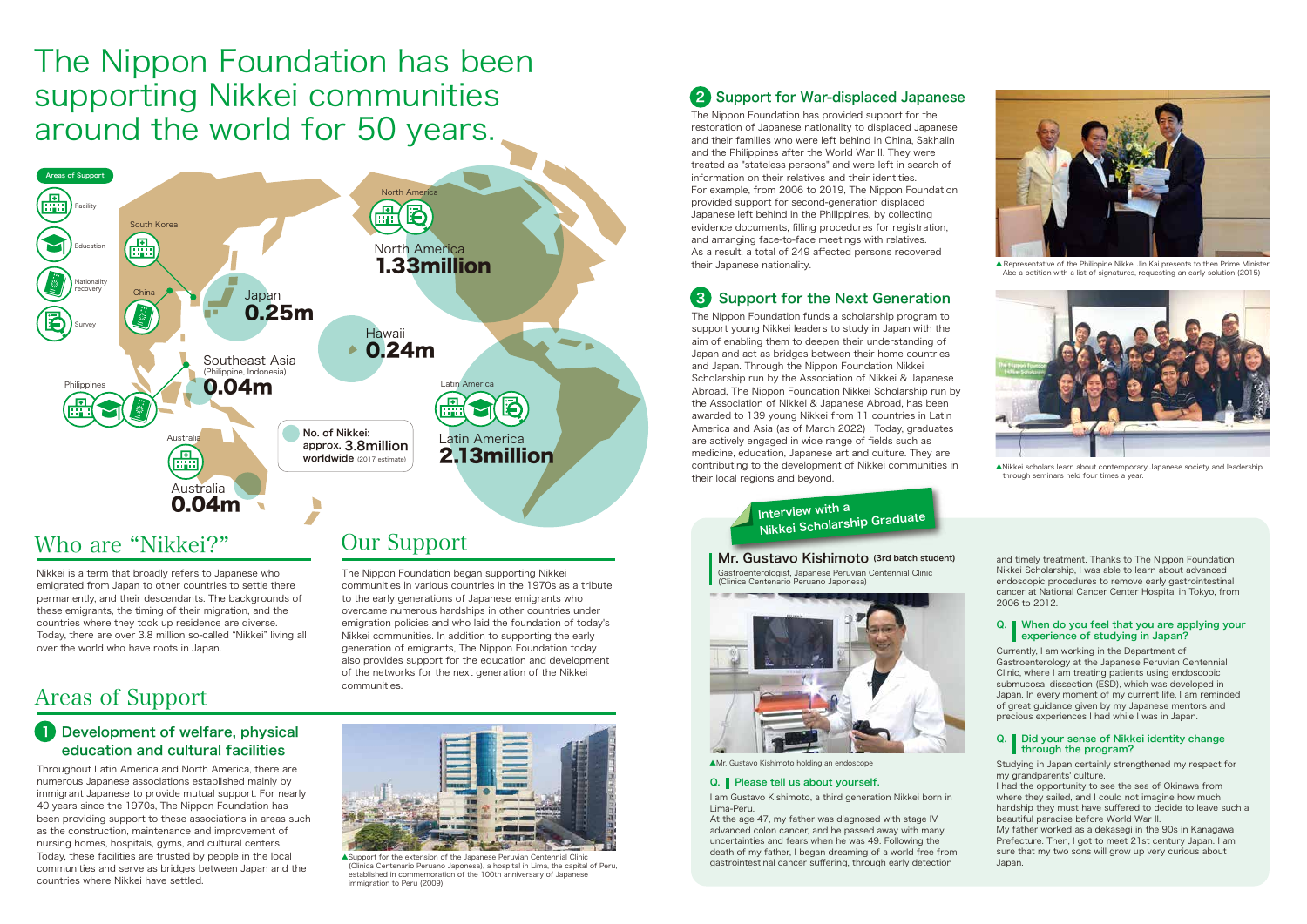# The Nippon Foundation has been supporting Nikkei communities around the world for 50 years.

Areas of Support

Facility

Education

Nationality recovery

Survey

South Korea

China

Philippines

Japan
**0.25m**

North America

North America
**1.33million**

Hawaii
**0.24m**

Southeast Asia
(Philippine, Indonesia)
**0.04m**

Latin America

Latin America
**2.13million**

Australia

Australia
**0.04m**

**No. of Nikkei: approx. 3.8million worldwide** (2017 estimate)

## Who are "Nikkei?"

Nikkei is a term that broadly refers to Japanese who emigrated from Japan to other countries to settle there permanently, and their descendants. The backgrounds of these emigrants, the timing of their migration, and the countries where they took up residence are diverse. Today, there are over 3.8 million so-called "Nikkei" living all over the world who have roots in Japan.

## Our Support

The Nippon Foundation began supporting Nikkei communities in various countries in the 1970s as a tribute to the early generations of Japanese emigrants who overcame numerous hardships in other countries under emigration policies and who laid the foundation of today's Nikkei communities. In addition to supporting the early generation of emigrants, The Nippon Foundation today also provides support for the education and development of the networks for the next generation of the Nikkei communities.

## Areas of Support

### 1 Development of welfare, physical education and cultural facilities

Throughout Latin America and North America, there are numerous Japanese associations established mainly by immigrant Japanese to provide mutual support. For nearly 40 years since the 1970s, The Nippon Foundation has been providing support to these associations in areas such as the construction, maintenance and improvement of nursing homes, hospitals, gyms, and cultural centers. Today, these facilities are trusted by people in the local communities and serve as bridges between Japan and the countries where Nikkei have settled.

▲Support for the extension of the Japanese Peruvian Centennial Clinic (Clinica Centenario Peruano Japonesa), a hospital in Lima, the capital of Peru, established in commemoration of the 100th anniversary of Japanese immigration to Peru (2009)

### 2 Support for War-displaced Japanese

The Nippon Foundation has provided support for the restoration of Japanese nationality to displaced Japanese and their families who were left behind in China, Sakhalin and the Philippines after the World War II. They were treated as "stateless persons" and were left in search of information on their relatives and their identities.
For example, from 2006 to 2019, The Nippon Foundation provided support for second-generation displaced Japanese left behind in the Philippines, by collecting evidence documents, filling procedures for registration, and arranging face-to-face meetings with relatives. As a result, a total of 249 affected persons recovered their Japanese nationality.

▲Representative of the Philippine Nikkei Jin Kai presents to then Prime Minister Abe a petition with a list of signatures, requesting an early solution (2015)

### 3 Support for the Next Generation

The Nippon Foundation funds a scholarship program to support young Nikkei leaders to study in Japan with the aim of enabling them to deepen their understanding of Japan and act as bridges between their home countries and Japan. Through the Nippon Foundation Nikkei Scholarship run by the Association of Nikkei & Japanese Abroad, The Nippon Foundation Nikkei Scholarship run by the Association of Nikkei & Japanese Abroad, has been awarded to 139 young Nikkei from 11 countries in Latin America and Asia (as of March 2022) . Today, graduates are actively engaged in wide range of fields such as medicine, education, Japanese art and culture. They are contributing to the development of Nikkei communities in their local regions and beyond.

▲Nikkei scholars learn about contemporary Japanese society and leadership through seminars held four times a year.

## Interview with a Nikkei Scholarship Graduate

**Mr. Gustavo Kishimoto** (3rd batch student)
Gastroenterologist, Japanese Peruvian Centennial Clinic (Clinica Centenario Peruano Japonesa)

▲Mr. Gustavo Kishimoto holding an endoscope

**Q. Please tell us about yourself.**

I am Gustavo Kishimoto, a third generation Nikkei born in Lima-Peru.
At the age 47, my father was diagnosed with stage IV advanced colon cancer, and he passed away with many uncertainties and fears when he was 49. Following the death of my father, I began dreaming of a world free from gastrointestinal cancer suffering, through early detection and timely treatment. Thanks to The Nippon Foundation Nikkei Scholarship, I was able to learn about advanced endoscopic procedures to remove early gastrointestinal cancer at National Cancer Center Hospital in Tokyo, from 2006 to 2012.

**Q. When do you feel that you are applying your experience of studying in Japan?**

Currently, I am working in the Department of Gastroenterology at the Japanese Peruvian Centennial Clinic, where I am treating patients using endoscopic submucosal dissection (ESD), which was developed in Japan. In every moment of my current life, I am reminded of great guidance given by my Japanese mentors and precious experiences I had while I was in Japan.

**Q. Did your sense of Nikkei identity change through the program?**

Studying in Japan certainly strengthened my respect for my grandparents' culture.
I had the opportunity to see the sea of Okinawa from where they sailed, and I could not imagine how much hardship they must have suffered to decide to leave such a beautiful paradise before World War II.
My father worked as a dekasegi in the 90s in Kanagawa Prefecture. Then, I got to meet 21st century Japan. I am sure that my two sons will grow up very curious about Japan.